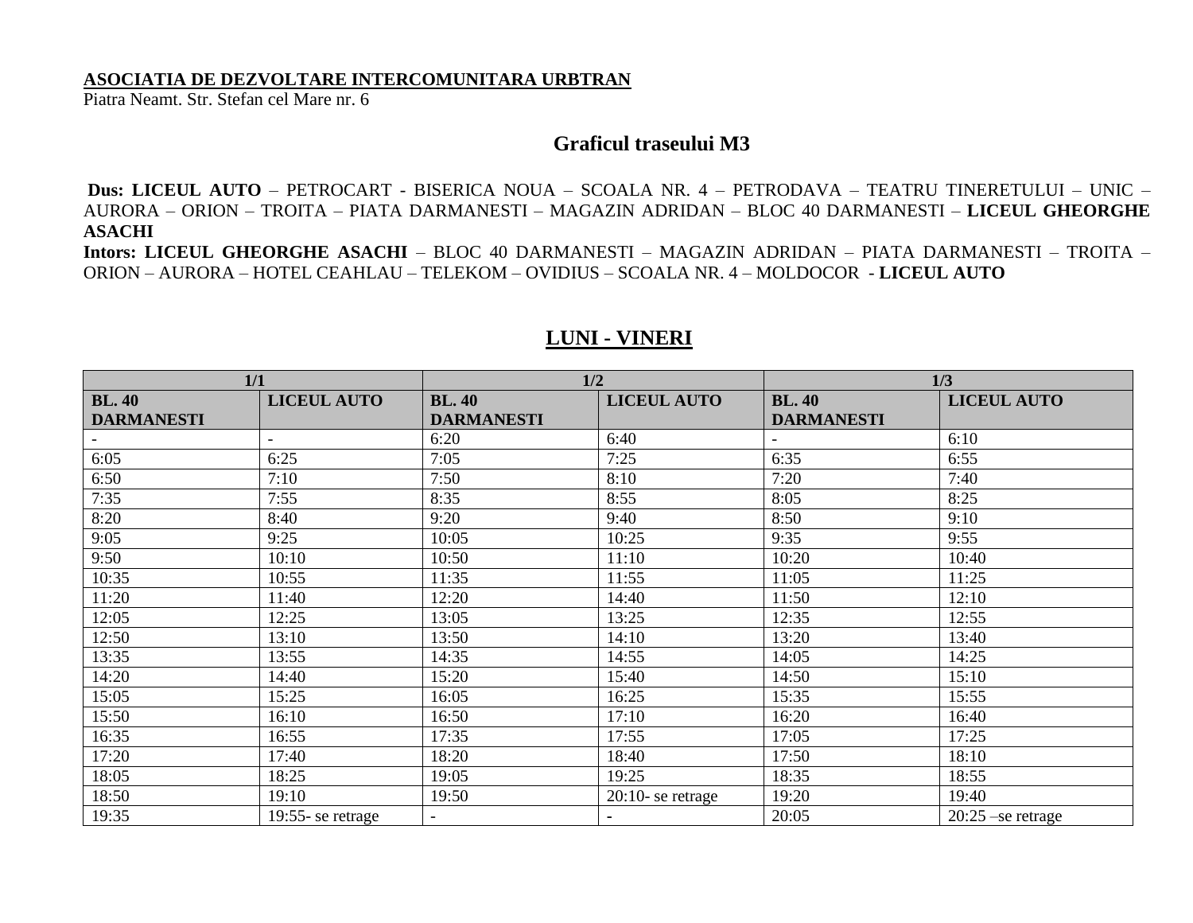**ASOCIATIA DE DEZVOLTARE INTERCOMUNITARA URBTRAN**
Piatra Neamt. Str. Stefan cel Mare nr. 6

## Graficul traseului M3

**Dus: LICEUL AUTO** – PETROCART - BISERICA NOUA – SCOALA NR. 4 – PETRODAVA – TEATRU TINERETULUI – UNIC – AURORA – ORION – TROITA – PIATA DARMANESTI – MAGAZIN ADRIDAN – BLOC 40 DARMANESTI – **LICEUL GHEORGHE ASACHI**
**Intors: LICEUL GHEORGHE ASACHI** – BLOC 40 DARMANESTI – MAGAZIN ADRIDAN – PIATA DARMANESTI – TROITA – ORION – AURORA – HOTEL CEAHLAU – TELEKOM – OVIDIUS – SCOALA NR. 4 – MOLDOCOR - **LICEUL AUTO**

## LUNI - VINERI

| 1/1 | | 1/2 | | 1/3 | |
|---|---|---|---|---|---|
| **BL. 40 DARMANESTI** | **LICEUL AUTO** | **BL. 40 DARMANESTI** | **LICEUL AUTO** | **BL. 40 DARMANESTI** | **LICEUL AUTO** |
| - | - | 6:20 | 6:40 | - | 6:10 |
| 6:05 | 6:25 | 7:05 | 7:25 | 6:35 | 6:55 |
| 6:50 | 7:10 | 7:50 | 8:10 | 7:20 | 7:40 |
| 7:35 | 7:55 | 8:35 | 8:55 | 8:05 | 8:25 |
| 8:20 | 8:40 | 9:20 | 9:40 | 8:50 | 9:10 |
| 9:05 | 9:25 | 10:05 | 10:25 | 9:35 | 9:55 |
| 9:50 | 10:10 | 10:50 | 11:10 | 10:20 | 10:40 |
| 10:35 | 10:55 | 11:35 | 11:55 | 11:05 | 11:25 |
| 11:20 | 11:40 | 12:20 | 14:40 | 11:50 | 12:10 |
| 12:05 | 12:25 | 13:05 | 13:25 | 12:35 | 12:55 |
| 12:50 | 13:10 | 13:50 | 14:10 | 13:20 | 13:40 |
| 13:35 | 13:55 | 14:35 | 14:55 | 14:05 | 14:25 |
| 14:20 | 14:40 | 15:20 | 15:40 | 14:50 | 15:10 |
| 15:05 | 15:25 | 16:05 | 16:25 | 15:35 | 15:55 |
| 15:50 | 16:10 | 16:50 | 17:10 | 16:20 | 16:40 |
| 16:35 | 16:55 | 17:35 | 17:55 | 17:05 | 17:25 |
| 17:20 | 17:40 | 18:20 | 18:40 | 17:50 | 18:10 |
| 18:05 | 18:25 | 19:05 | 19:25 | 18:35 | 18:55 |
| 18:50 | 19:10 | 19:50 | 20:10- se retrage | 19:20 | 19:40 |
| 19:35 | 19:55- se retrage | - | - | 20:05 | 20:25 –se retrage |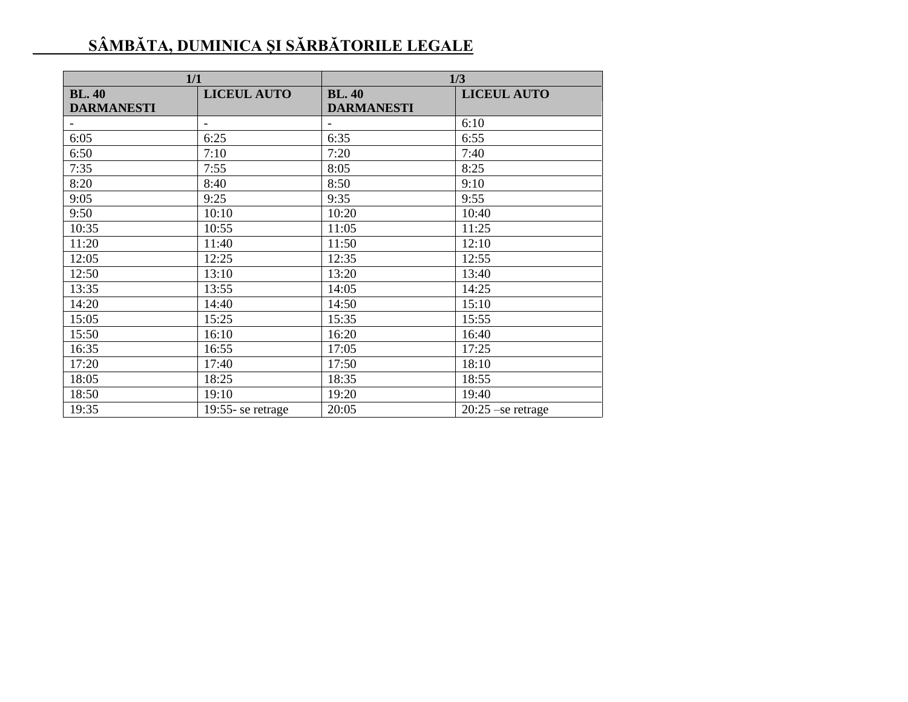## SÂMBĂTA, DUMINICA ŞI SĂRBĂTORILE LEGALE

| 1/1 | | 1/3 | |
|---|---|---|---|
| **BL. 40 DARMANESTI** | **LICEUL AUTO** | **BL. 40 DARMANESTI** | **LICEUL AUTO** |
| - | - | - | 6:10 |
| 6:05 | 6:25 | 6:35 | 6:55 |
| 6:50 | 7:10 | 7:20 | 7:40 |
| 7:35 | 7:55 | 8:05 | 8:25 |
| 8:20 | 8:40 | 8:50 | 9:10 |
| 9:05 | 9:25 | 9:35 | 9:55 |
| 9:50 | 10:10 | 10:20 | 10:40 |
| 10:35 | 10:55 | 11:05 | 11:25 |
| 11:20 | 11:40 | 11:50 | 12:10 |
| 12:05 | 12:25 | 12:35 | 12:55 |
| 12:50 | 13:10 | 13:20 | 13:40 |
| 13:35 | 13:55 | 14:05 | 14:25 |
| 14:20 | 14:40 | 14:50 | 15:10 |
| 15:05 | 15:25 | 15:35 | 15:55 |
| 15:50 | 16:10 | 16:20 | 16:40 |
| 16:35 | 16:55 | 17:05 | 17:25 |
| 17:20 | 17:40 | 17:50 | 18:10 |
| 18:05 | 18:25 | 18:35 | 18:55 |
| 18:50 | 19:10 | 19:20 | 19:40 |
| 19:35 | 19:55- se retrage | 20:05 | 20:25 –se retrage |